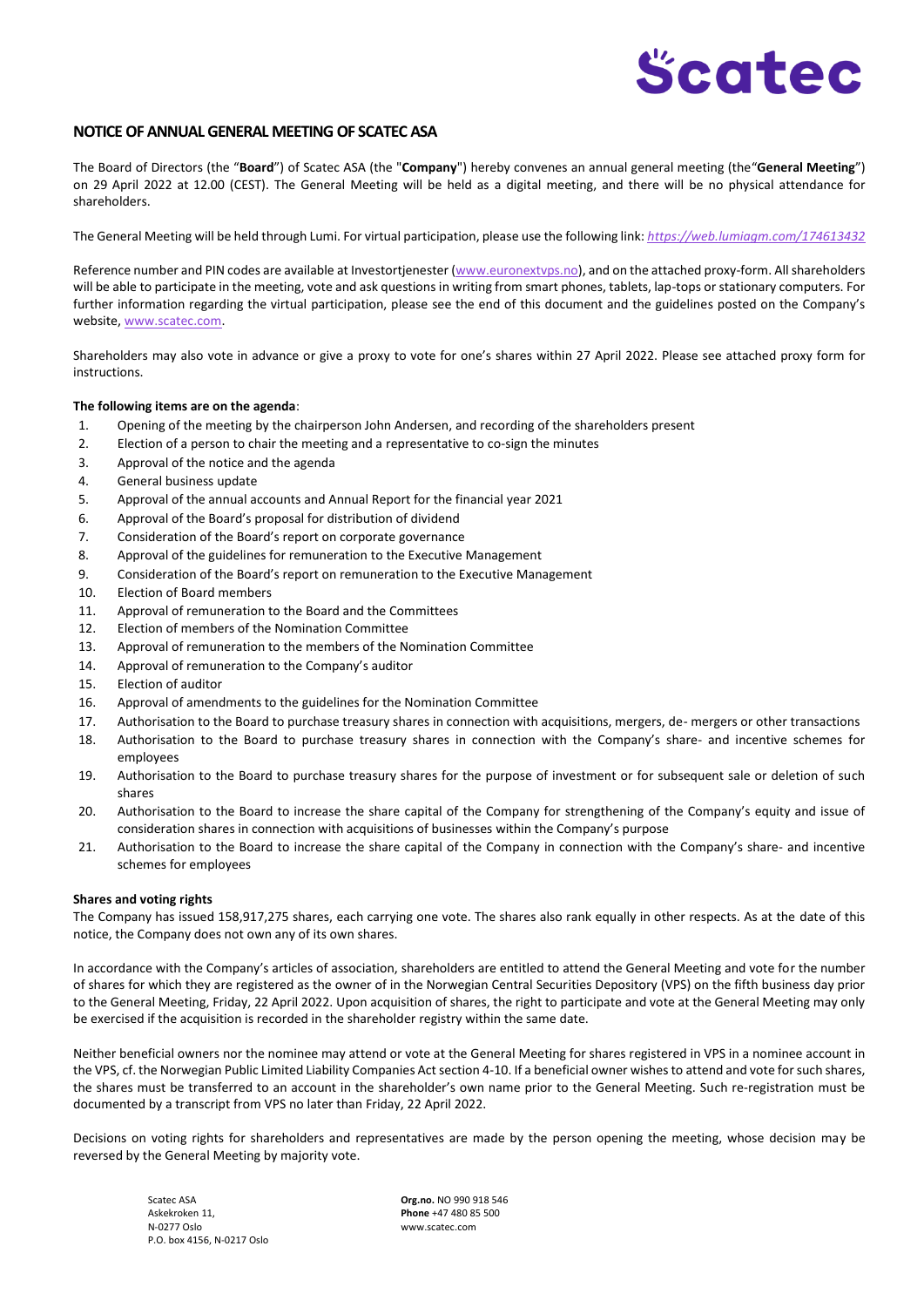# NOTICE OF ANNUAL GENERAL MEETING OF SCATEC ASA

The Board of Directors (the "**Board**") of Scatec ASA (the "**Company**") hereby convenes an annual general meeting (the "**General Meeting**") on 29 April 2022 at 12.00 (CEST). The General Meeting will be held as a digital meeting, and there will be no physical attendance for shareholders.

The General Meeting will be held through Lumi. For virtual participation, please use the following link: *https://web.lumiagm.com/174613432*

Reference number and PIN codes are available at Investortjenester (www.euronextvps.no), and on the attached proxy-form. All shareholders will be able to participate in the meeting, vote and ask questions in writing from smart phones, tablets, lap-tops or stationary computers. For further information regarding the virtual participation, please see the end of this document and the guidelines posted on the Company's website, www.scatec.com.

Shareholders may also vote in advance or give a proxy to vote for one's shares within 27 April 2022. Please see attached proxy form for instructions.

**The following items are on the agenda**:

1. Opening of the meeting by the chairperson John Andersen, and recording of the shareholders present
2. Election of a person to chair the meeting and a representative to co-sign the minutes
3. Approval of the notice and the agenda
4. General business update
5. Approval of the annual accounts and Annual Report for the financial year 2021
6. Approval of the Board's proposal for distribution of dividend
7. Consideration of the Board's report on corporate governance
8. Approval of the guidelines for remuneration to the Executive Management
9. Consideration of the Board's report on remuneration to the Executive Management
10. Election of Board members
11. Approval of remuneration to the Board and the Committees
12. Election of members of the Nomination Committee
13. Approval of remuneration to the members of the Nomination Committee
14. Approval of remuneration to the Company's auditor
15. Election of auditor
16. Approval of amendments to the guidelines for the Nomination Committee
17. Authorisation to the Board to purchase treasury shares in connection with acquisitions, mergers, de- mergers or other transactions
18. Authorisation to the Board to purchase treasury shares in connection with the Company's share- and incentive schemes for employees
19. Authorisation to the Board to purchase treasury shares for the purpose of investment or for subsequent sale or deletion of such shares
20. Authorisation to the Board to increase the share capital of the Company for strengthening of the Company's equity and issue of consideration shares in connection with acquisitions of businesses within the Company's purpose
21. Authorisation to the Board to increase the share capital of the Company in connection with the Company's share- and incentive schemes for employees

**Shares and voting rights**

The Company has issued 158,917,275 shares, each carrying one vote. The shares also rank equally in other respects. As at the date of this notice, the Company does not own any of its own shares.

In accordance with the Company's articles of association, shareholders are entitled to attend the General Meeting and vote for the number of shares for which they are registered as the owner of in the Norwegian Central Securities Depository (VPS) on the fifth business day prior to the General Meeting, Friday, 22 April 2022. Upon acquisition of shares, the right to participate and vote at the General Meeting may only be exercised if the acquisition is recorded in the shareholder registry within the same date.

Neither beneficial owners nor the nominee may attend or vote at the General Meeting for shares registered in VPS in a nominee account in the VPS, cf. the Norwegian Public Limited Liability Companies Act section 4-10. If a beneficial owner wishes to attend and vote for such shares, the shares must be transferred to an account in the shareholder's own name prior to the General Meeting. Such re-registration must be documented by a transcript from VPS no later than Friday, 22 April 2022.

Decisions on voting rights for shareholders and representatives are made by the person opening the meeting, whose decision may be reversed by the General Meeting by majority vote.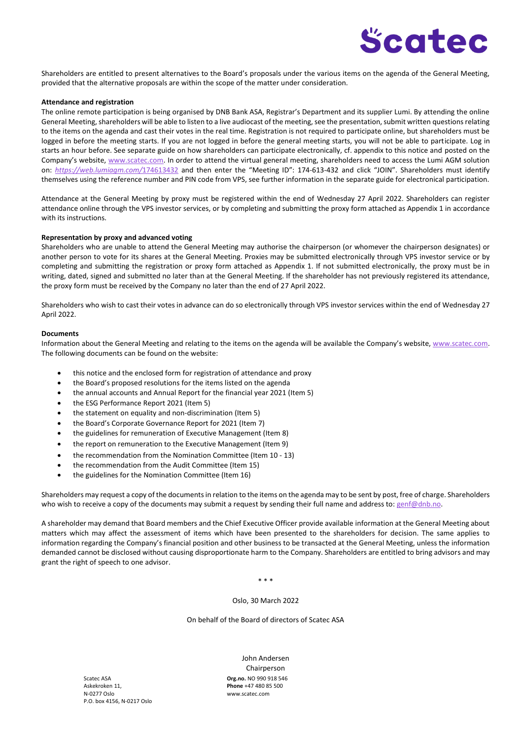Shareholders are entitled to present alternatives to the Board's proposals under the various items on the agenda of the General Meeting, provided that the alternative proposals are within the scope of the matter under consideration.

**Attendance and registration**

The online remote participation is being organised by DNB Bank ASA, Registrar's Department and its supplier Lumi. By attending the online General Meeting, shareholders will be able to listen to a live audiocast of the meeting, see the presentation, submit written questions relating to the items on the agenda and cast their votes in the real time. Registration is not required to participate online, but shareholders must be logged in before the meeting starts. If you are not logged in before the general meeting starts, you will not be able to participate. Log in starts an hour before. See separate guide on how shareholders can participate electronically, cf. appendix to this notice and posted on the Company's website, www.scatec.com. In order to attend the virtual general meeting, shareholders need to access the Lumi AGM solution on: *https://web.lumiagm.com/*174613432 and then enter the "Meeting ID": 174-613-432 and click "JOIN". Shareholders must identify themselves using the reference number and PIN code from VPS, see further information in the separate guide for electronical participation.

Attendance at the General Meeting by proxy must be registered within the end of Wednesday 27 April 2022. Shareholders can register attendance online through the VPS investor services, or by completing and submitting the proxy form attached as Appendix 1 in accordance with its instructions.

**Representation by proxy and advanced voting**

Shareholders who are unable to attend the General Meeting may authorise the chairperson (or whomever the chairperson designates) or another person to vote for its shares at the General Meeting. Proxies may be submitted electronically through VPS investor service or by completing and submitting the registration or proxy form attached as Appendix 1. If not submitted electronically, the proxy must be in writing, dated, signed and submitted no later than at the General Meeting. If the shareholder has not previously registered its attendance, the proxy form must be received by the Company no later than the end of 27 April 2022.

Shareholders who wish to cast their votes in advance can do so electronically through VPS investor services within the end of Wednesday 27 April 2022.

**Documents**

Information about the General Meeting and relating to the items on the agenda will be available the Company's website, www.scatec.com. The following documents can be found on the website:

- this notice and the enclosed form for registration of attendance and proxy
- the Board's proposed resolutions for the items listed on the agenda
- the annual accounts and Annual Report for the financial year 2021 (Item 5)
- the ESG Performance Report 2021 (Item 5)
- the statement on equality and non-discrimination (Item 5)
- the Board's Corporate Governance Report for 2021 (Item 7)
- the guidelines for remuneration of Executive Management (Item 8)
- the report on remuneration to the Executive Management (Item 9)
- the recommendation from the Nomination Committee (Item 10 - 13)
- the recommendation from the Audit Committee (Item 15)
- the guidelines for the Nomination Committee (Item 16)

Shareholders may request a copy of the documents in relation to the items on the agenda may to be sent by post, free of charge. Shareholders who wish to receive a copy of the documents may submit a request by sending their full name and address to: genf@dnb.no.

A shareholder may demand that Board members and the Chief Executive Officer provide available information at the General Meeting about matters which may affect the assessment of items which have been presented to the shareholders for decision. The same applies to information regarding the Company's financial position and other business to be transacted at the General Meeting, unless the information demanded cannot be disclosed without causing disproportionate harm to the Company. Shareholders are entitled to bring advisors and may grant the right of speech to one advisor.

\* \* \*

Oslo, 30 March 2022

On behalf of the Board of directors of Scatec ASA

John Andersen
Chairperson

Scatec ASA
Askekroken 11,
N-0277 Oslo
P.O. box 4156, N-0217 Oslo

**Org.no.** NO 990 918 546
**Phone** +47 480 85 500
www.scatec.com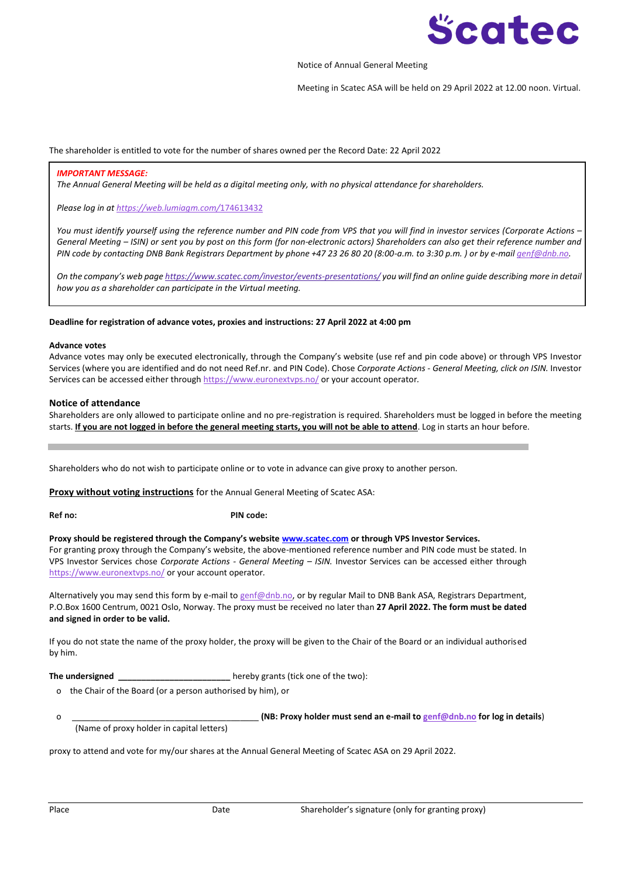Scatec

Notice of Annual General Meeting

Meeting in Scatec ASA will be held on 29 April 2022 at 12.00 noon. Virtual.

The shareholder is entitled to vote for the number of shares owned per the Record Date: 22 April 2022

***IMPORTANT MESSAGE:***
*The Annual General Meeting will be held as a digital meeting only, with no physical attendance for shareholders.*

*Please log in at https://web.lumiagm.com/174613432*

*You must identify yourself using the reference number and PIN code from VPS that you will find in investor services (Corporate Actions – General Meeting – ISIN) or sent you by post on this form (for non-electronic actors) Shareholders can also get their reference number and PIN code by contacting DNB Bank Registrars Department by phone +47 23 26 80 20 (8:00-a.m. to 3:30 p.m. ) or by e-mail genf@dnb.no.*

*On the company's web page https://www.scatec.com/investor/events-presentations/ you will find an online guide describing more in detail how you as a shareholder can participate in the Virtual meeting.*

**Deadline for registration of advance votes, proxies and instructions: 27 April 2022 at 4:00 pm**

**Advance votes**
Advance votes may only be executed electronically, through the Company's website (use ref and pin code above) or through VPS Investor Services (where you are identified and do not need Ref.nr. and PIN Code). Chose *Corporate Actions - General Meeting, click on ISIN.* Investor Services can be accessed either through https://www.euronextvps.no/ or your account operator.

**Notice of attendance**
Shareholders are only allowed to participate online and no pre-registration is required. Shareholders must be logged in before the meeting starts. **If you are not logged in before the general meeting starts, you will not be able to attend**. Log in starts an hour before.

---

Shareholders who do not wish to participate online or to vote in advance can give proxy to another person.

**Proxy without voting instructions** for the Annual General Meeting of Scatec ASA:

**Ref no:** **PIN code:**

**Proxy should be registered through the Company's website www.scatec.com or through VPS Investor Services.**
For granting proxy through the Company's website, the above-mentioned reference number and PIN code must be stated. In VPS Investor Services chose *Corporate Actions - General Meeting – ISIN.* Investor Services can be accessed either through https://www.euronextvps.no/ or your account operator.

Alternatively you may send this form by e-mail to genf@dnb.no, or by regular Mail to DNB Bank ASA, Registrars Department, P.O.Box 1600 Centrum, 0021 Oslo, Norway. The proxy must be received no later than **27 April 2022. The form must be dated and signed in order to be valid.**

If you do not state the name of the proxy holder, the proxy will be given to the Chair of the Board or an individual authorised by him.

**The undersigned** ________________________ hereby grants (tick one of the two):

- o the Chair of the Board (or a person authorised by him), or
- o ________________________________________ **(NB: Proxy holder must send an e-mail to genf@dnb.no for log in details)**
  (Name of proxy holder in capital letters)

proxy to attend and vote for my/our shares at the Annual General Meeting of Scatec ASA on 29 April 2022.

Place Date Shareholder's signature (only for granting proxy)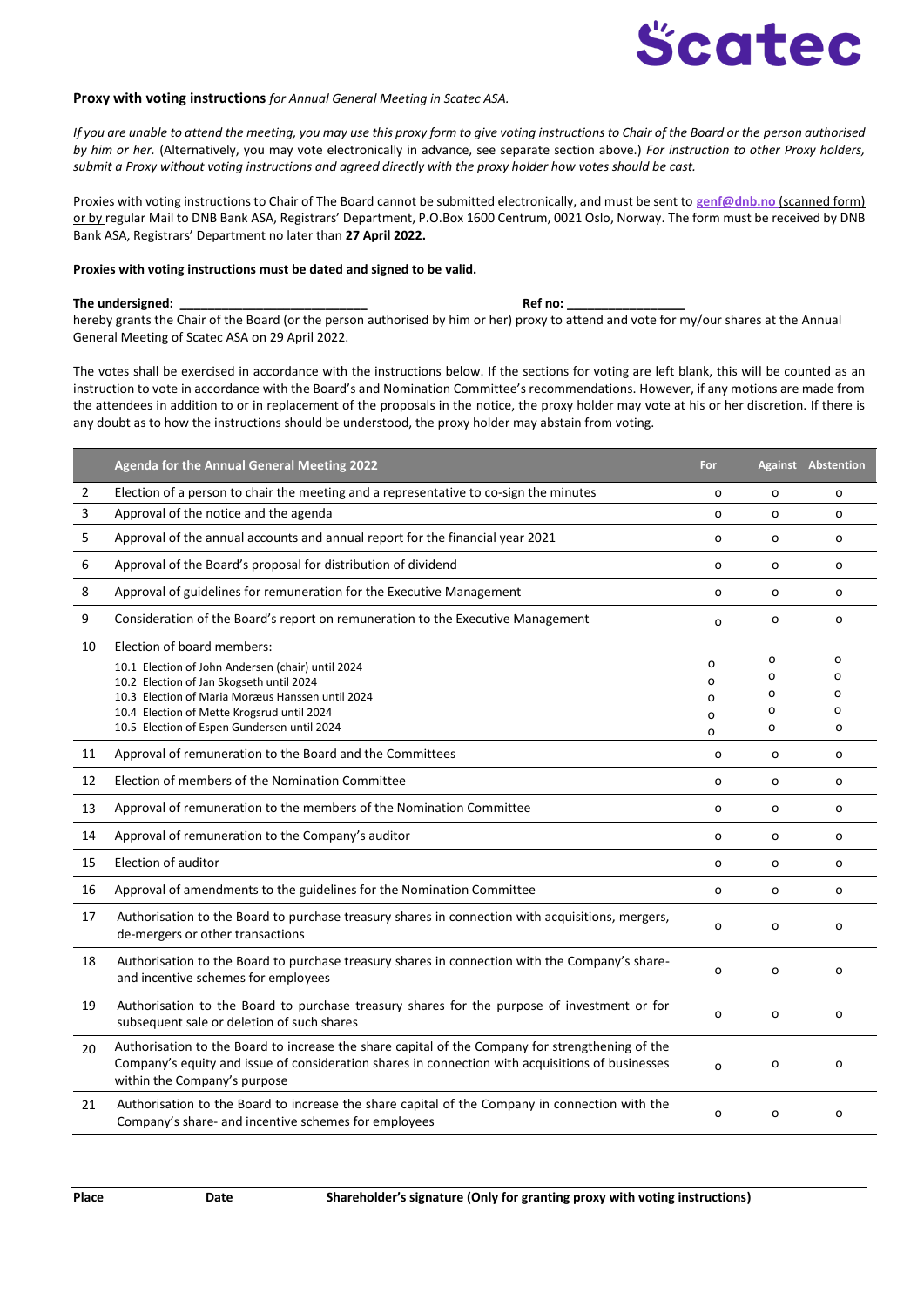**Proxy with voting instructions** *for Annual General Meeting in Scatec ASA.*

*If you are unable to attend the meeting, you may use this proxy form to give voting instructions to Chair of the Board or the person authorised by him or her.* (Alternatively, you may vote electronically in advance, see separate section above.) *For instruction to other Proxy holders, submit a Proxy without voting instructions and agreed directly with the proxy holder how votes should be cast.*

Proxies with voting instructions to Chair of The Board cannot be submitted electronically, and must be sent to **genf@dnb.no** (scanned form) or by regular Mail to DNB Bank ASA, Registrars' Department, P.O.Box 1600 Centrum, 0021 Oslo, Norway. The form must be received by DNB Bank ASA, Registrars' Department no later than **27 April 2022.**

**Proxies with voting instructions must be dated and signed to be valid.**

**The undersigned: ___________________________** **Ref no: ________________**

hereby grants the Chair of the Board (or the person authorised by him or her) proxy to attend and vote for my/our shares at the Annual General Meeting of Scatec ASA on 29 April 2022.

The votes shall be exercised in accordance with the instructions below. If the sections for voting are left blank, this will be counted as an instruction to vote in accordance with the Board's and Nomination Committee's recommendations. However, if any motions are made from the attendees in addition to or in replacement of the proposals in the notice, the proxy holder may vote at his or her discretion. If there is any doubt as to how the instructions should be understood, the proxy holder may abstain from voting.

| | Agenda for the Annual General Meeting 2022 | For | Against | Abstention |
|---|---|---|---|---|
| 2 | Election of a person to chair the meeting and a representative to co-sign the minutes | o | o | o |
| 3 | Approval of the notice and the agenda | o | o | o |
| 5 | Approval of the annual accounts and annual report for the financial year 2021 | o | o | o |
| 6 | Approval of the Board's proposal for distribution of dividend | o | o | o |
| 8 | Approval of guidelines for remuneration for the Executive Management | o | o | o |
| 9 | Consideration of the Board's report on remuneration to the Executive Management | o | o | o |
| 10 | Election of board members: | | | |
| | 10.1 Election of John Andersen (chair) until 2024 | o | o | o |
| | 10.2 Election of Jan Skogseth until 2024 | o | o | o |
| | 10.3 Election of Maria Moræus Hanssen until 2024 | o | o | o |
| | 10.4 Election of Mette Krogsrud until 2024 | o | o | o |
| | 10.5 Election of Espen Gundersen until 2024 | o | o | o |
| 11 | Approval of remuneration to the Board and the Committees | o | o | o |
| 12 | Election of members of the Nomination Committee | o | o | o |
| 13 | Approval of remuneration to the members of the Nomination Committee | o | o | o |
| 14 | Approval of remuneration to the Company's auditor | o | o | o |
| 15 | Election of auditor | o | o | o |
| 16 | Approval of amendments to the guidelines for the Nomination Committee | o | o | o |
| 17 | Authorisation to the Board to purchase treasury shares in connection with acquisitions, mergers, de-mergers or other transactions | o | o | o |
| 18 | Authorisation to the Board to purchase treasury shares in connection with the Company's share- and incentive schemes for employees | o | o | o |
| 19 | Authorisation to the Board to purchase treasury shares for the purpose of investment or for subsequent sale or deletion of such shares | o | o | o |
| 20 | Authorisation to the Board to increase the share capital of the Company for strengthening of the Company's equity and issue of consideration shares in connection with acquisitions of businesses within the Company's purpose | o | o | o |
| 21 | Authorisation to the Board to increase the share capital of the Company in connection with the Company's share- and incentive schemes for employees | o | o | o |

**Place** **Date** **Shareholder's signature (Only for granting proxy with voting instructions)**